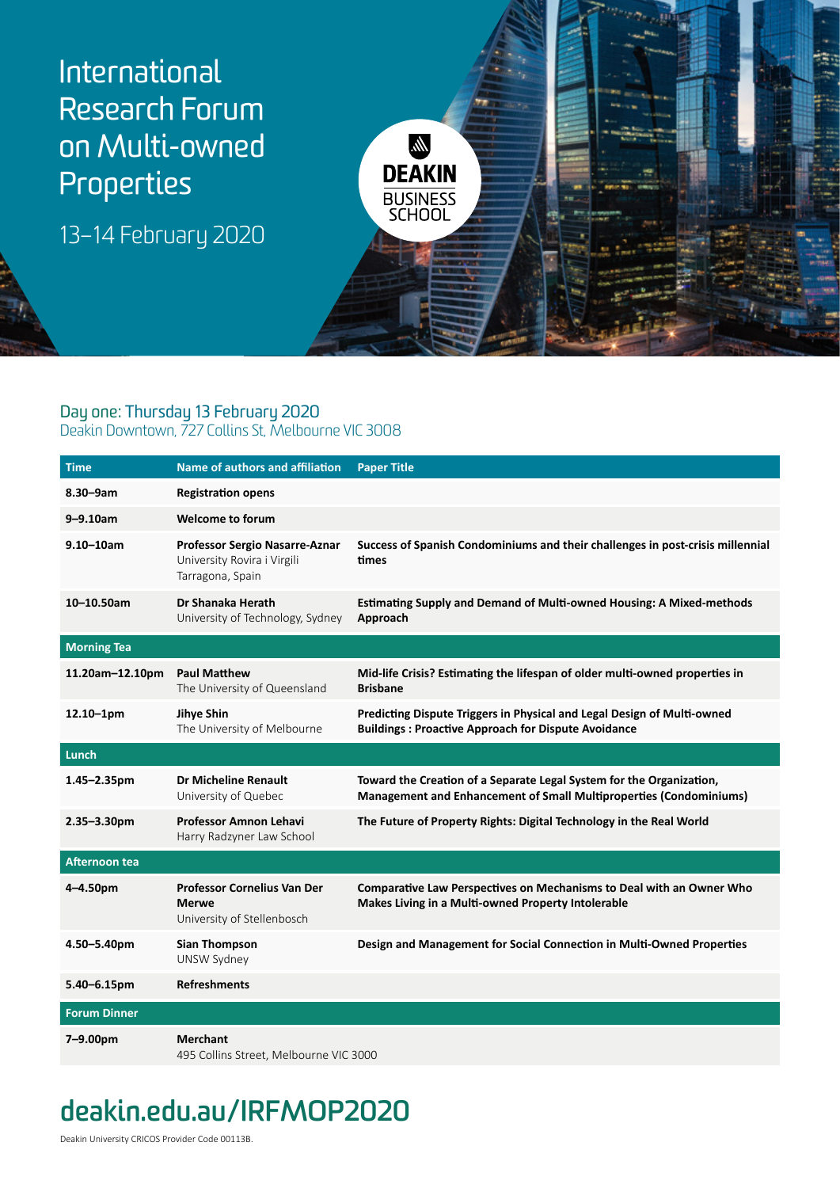# International Research Forum on Multi-owned Properties

13–14 February 2020

DEAKIN BUSINESS SCHOOL

## Day one: Thursday 13 February 2020

Deakin Downtown, 727 Collins St, Melbourne VIC 3008

| Time | Name of authors and affiliation | Paper Title |
|---|---|---|
| **8.30–9am** | **Registration opens** | |
| **9–9.10am** | **Welcome to forum** | |
| **9.10–10am** | **Professor Sergio Nasarre-Aznar** University Rovira i Virgili Tarragona, Spain | **Success of Spanish Condominiums and their challenges in post-crisis millennial times** |
| **10–10.50am** | **Dr Shanaka Herath** University of Technology, Sydney | **Estimating Supply and Demand of Multi-owned Housing: A Mixed-methods Approach** |
| **Morning Tea** | | |
| **11.20am–12.10pm** | **Paul Matthew** The University of Queensland | **Mid-life Crisis? Estimating the lifespan of older multi-owned properties in Brisbane** |
| **12.10–1pm** | **Jihye Shin** The University of Melbourne | **Predicting Dispute Triggers in Physical and Legal Design of Multi-owned Buildings : Proactive Approach for Dispute Avoidance** |
| **Lunch** | | |
| **1.45–2.35pm** | **Dr Micheline Renault** University of Quebec | **Toward the Creation of a Separate Legal System for the Organization, Management and Enhancement of Small Multiproperties (Condominiums)** |
| **2.35–3.30pm** | **Professor Amnon Lehavi** Harry Radzyner Law School | **The Future of Property Rights: Digital Technology in the Real World** |
| **Afternoon tea** | | |
| **4–4.50pm** | **Professor Cornelius Van Der Merwe** University of Stellenbosch | **Comparative Law Perspectives on Mechanisms to Deal with an Owner Who Makes Living in a Multi-owned Property Intolerable** |
| **4.50–5.40pm** | **Sian Thompson** UNSW Sydney | **Design and Management for Social Connection in Multi-Owned Properties** |
| **5.40–6.15pm** | **Refreshments** | |
| **Forum Dinner** | | |
| **7–9.00pm** | **Merchant** 495 Collins Street, Melbourne VIC 3000 | |

## deakin.edu.au/IRFMOP2020

Deakin University CRICOS Provider Code 00113B.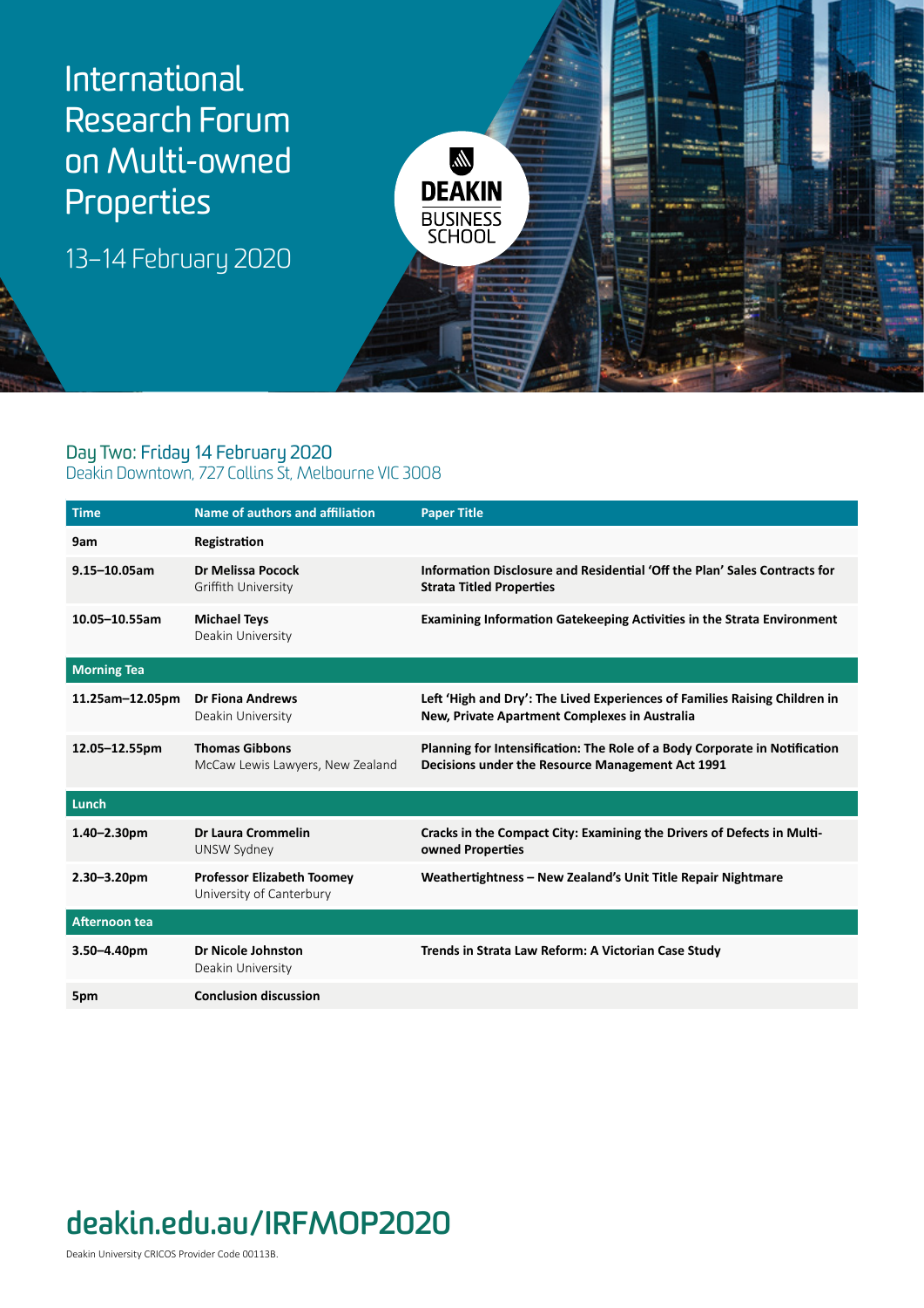# International Research Forum on Multi-owned Properties

13–14 February 2020

DEAKIN BUSINESS SCHOOL

## Day Two: Friday 14 February 2020

Deakin Downtown, 727 Collins St, Melbourne VIC 3008

| Time | Name of authors and affiliation | Paper Title |
|---|---|---|
| **9am** | **Registration** | |
| **9.15–10.05am** | **Dr Melissa Pocock** Griffith University | **Information Disclosure and Residential 'Off the Plan' Sales Contracts for Strata Titled Properties** |
| **10.05–10.55am** | **Michael Teys** Deakin University | **Examining Information Gatekeeping Activities in the Strata Environment** |
| **Morning Tea** | | |
| **11.25am–12.05pm** | **Dr Fiona Andrews** Deakin University | **Left 'High and Dry': The Lived Experiences of Families Raising Children in New, Private Apartment Complexes in Australia** |
| **12.05–12.55pm** | **Thomas Gibbons** McCaw Lewis Lawyers, New Zealand | **Planning for Intensification: The Role of a Body Corporate in Notification Decisions under the Resource Management Act 1991** |
| **Lunch** | | |
| **1.40–2.30pm** | **Dr Laura Crommelin** UNSW Sydney | **Cracks in the Compact City: Examining the Drivers of Defects in Multi-owned Properties** |
| **2.30–3.20pm** | **Professor Elizabeth Toomey** University of Canterbury | **Weathertightness – New Zealand's Unit Title Repair Nightmare** |
| **Afternoon tea** | | |
| **3.50–4.40pm** | **Dr Nicole Johnston** Deakin University | **Trends in Strata Law Reform: A Victorian Case Study** |
| **5pm** | **Conclusion discussion** | |

**deakin.edu.au/IRFMOP2020**

Deakin University CRICOS Provider Code 00113B.